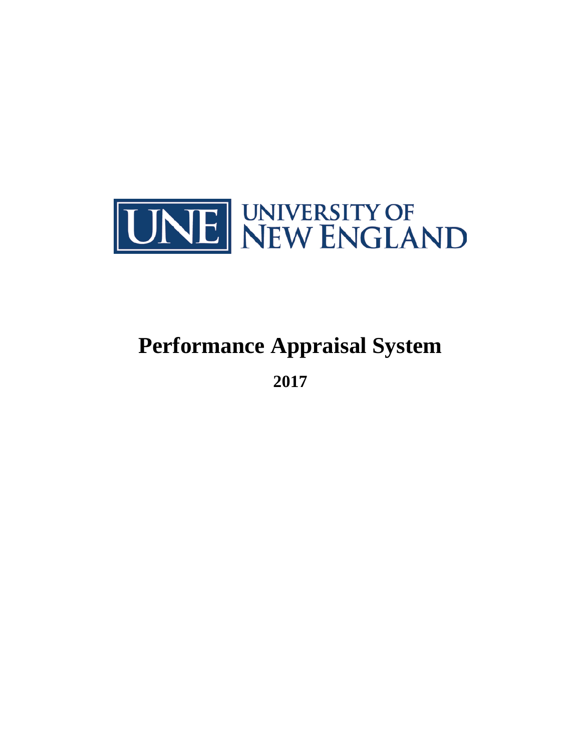UNE UNIVERSITY OF NEW ENGLAND

# Performance Appraisal System

**2017**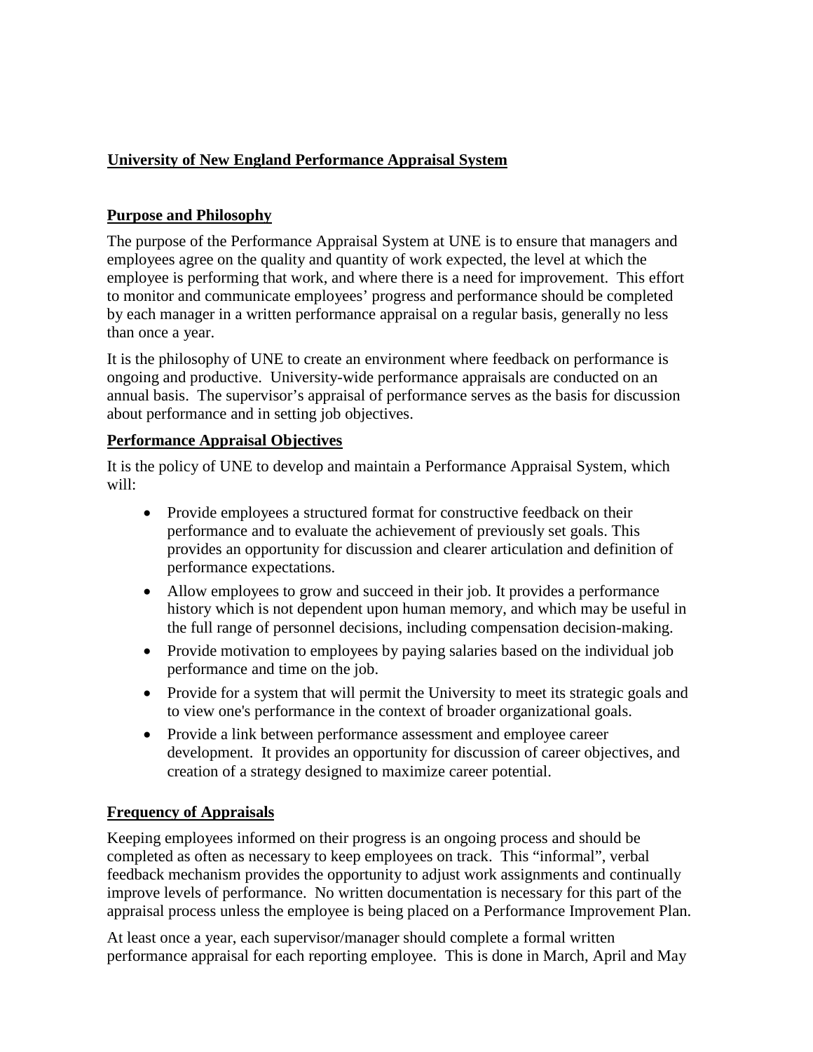## University of New England Performance Appraisal System

### Purpose and Philosophy

The purpose of the Performance Appraisal System at UNE is to ensure that managers and employees agree on the quality and quantity of work expected, the level at which the employee is performing that work, and where there is a need for improvement. This effort to monitor and communicate employees' progress and performance should be completed by each manager in a written performance appraisal on a regular basis, generally no less than once a year.

It is the philosophy of UNE to create an environment where feedback on performance is ongoing and productive. University-wide performance appraisals are conducted on an annual basis. The supervisor's appraisal of performance serves as the basis for discussion about performance and in setting job objectives.

### Performance Appraisal Objectives

It is the policy of UNE to develop and maintain a Performance Appraisal System, which will:

- Provide employees a structured format for constructive feedback on their performance and to evaluate the achievement of previously set goals. This provides an opportunity for discussion and clearer articulation and definition of performance expectations.
- Allow employees to grow and succeed in their job. It provides a performance history which is not dependent upon human memory, and which may be useful in the full range of personnel decisions, including compensation decision-making.
- Provide motivation to employees by paying salaries based on the individual job performance and time on the job.
- Provide for a system that will permit the University to meet its strategic goals and to view one's performance in the context of broader organizational goals.
- Provide a link between performance assessment and employee career development. It provides an opportunity for discussion of career objectives, and creation of a strategy designed to maximize career potential.

### Frequency of Appraisals

Keeping employees informed on their progress is an ongoing process and should be completed as often as necessary to keep employees on track. This "informal", verbal feedback mechanism provides the opportunity to adjust work assignments and continually improve levels of performance. No written documentation is necessary for this part of the appraisal process unless the employee is being placed on a Performance Improvement Plan.

At least once a year, each supervisor/manager should complete a formal written performance appraisal for each reporting employee. This is done in March, April and May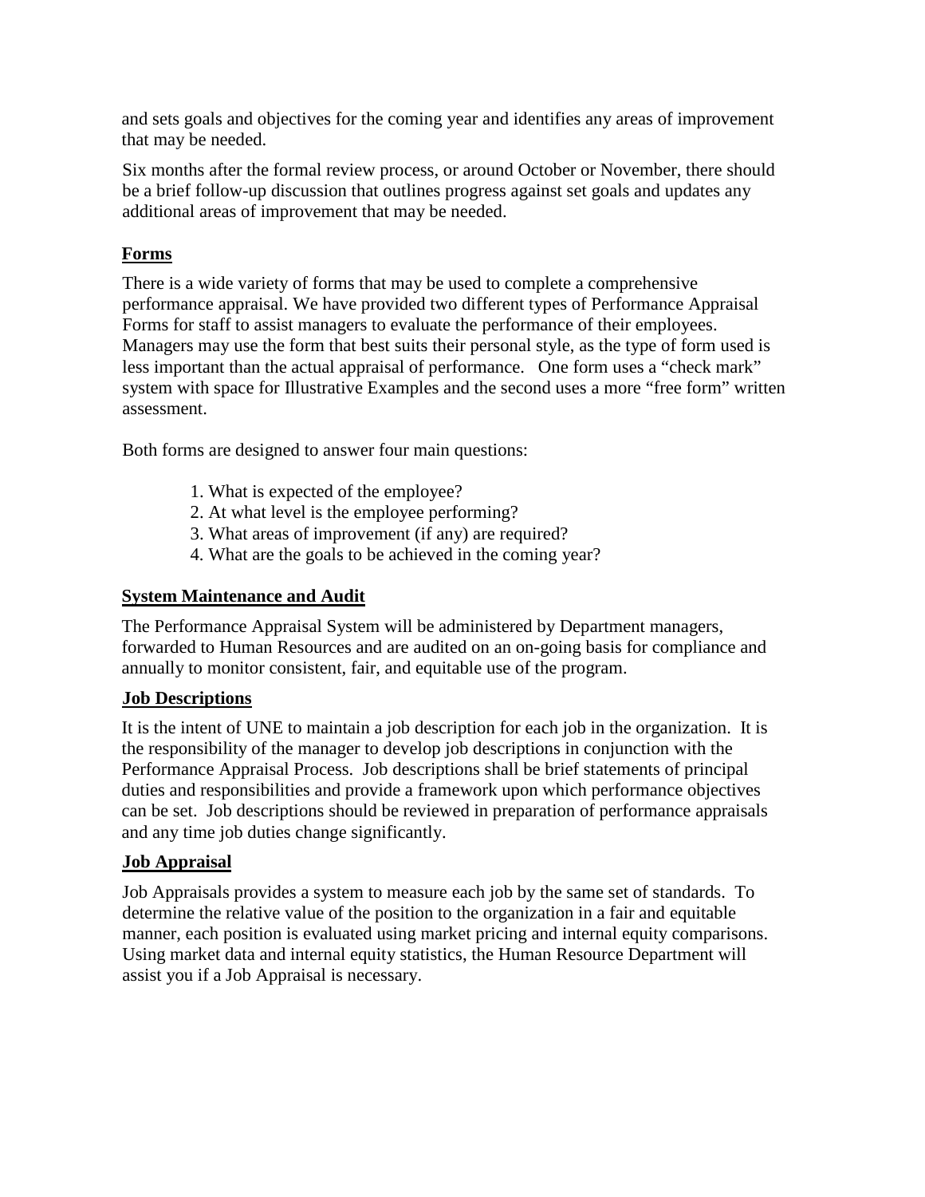and sets goals and objectives for the coming year and identifies any areas of improvement that may be needed.

Six months after the formal review process, or around October or November, there should be a brief follow-up discussion that outlines progress against set goals and updates any additional areas of improvement that may be needed.

## **Forms**

There is a wide variety of forms that may be used to complete a comprehensive performance appraisal. We have provided two different types of Performance Appraisal Forms for staff to assist managers to evaluate the performance of their employees. Managers may use the form that best suits their personal style, as the type of form used is less important than the actual appraisal of performance. One form uses a "check mark" system with space for Illustrative Examples and the second uses a more "free form" written assessment.

Both forms are designed to answer four main questions:

1. What is expected of the employee?
2. At what level is the employee performing?
3. What areas of improvement (if any) are required?
4. What are the goals to be achieved in the coming year?

## **System Maintenance and Audit**

The Performance Appraisal System will be administered by Department managers, forwarded to Human Resources and are audited on an on-going basis for compliance and annually to monitor consistent, fair, and equitable use of the program.

## **Job Descriptions**

It is the intent of UNE to maintain a job description for each job in the organization. It is the responsibility of the manager to develop job descriptions in conjunction with the Performance Appraisal Process. Job descriptions shall be brief statements of principal duties and responsibilities and provide a framework upon which performance objectives can be set. Job descriptions should be reviewed in preparation of performance appraisals and any time job duties change significantly.

## **Job Appraisal**

Job Appraisals provides a system to measure each job by the same set of standards. To determine the relative value of the position to the organization in a fair and equitable manner, each position is evaluated using market pricing and internal equity comparisons. Using market data and internal equity statistics, the Human Resource Department will assist you if a Job Appraisal is necessary.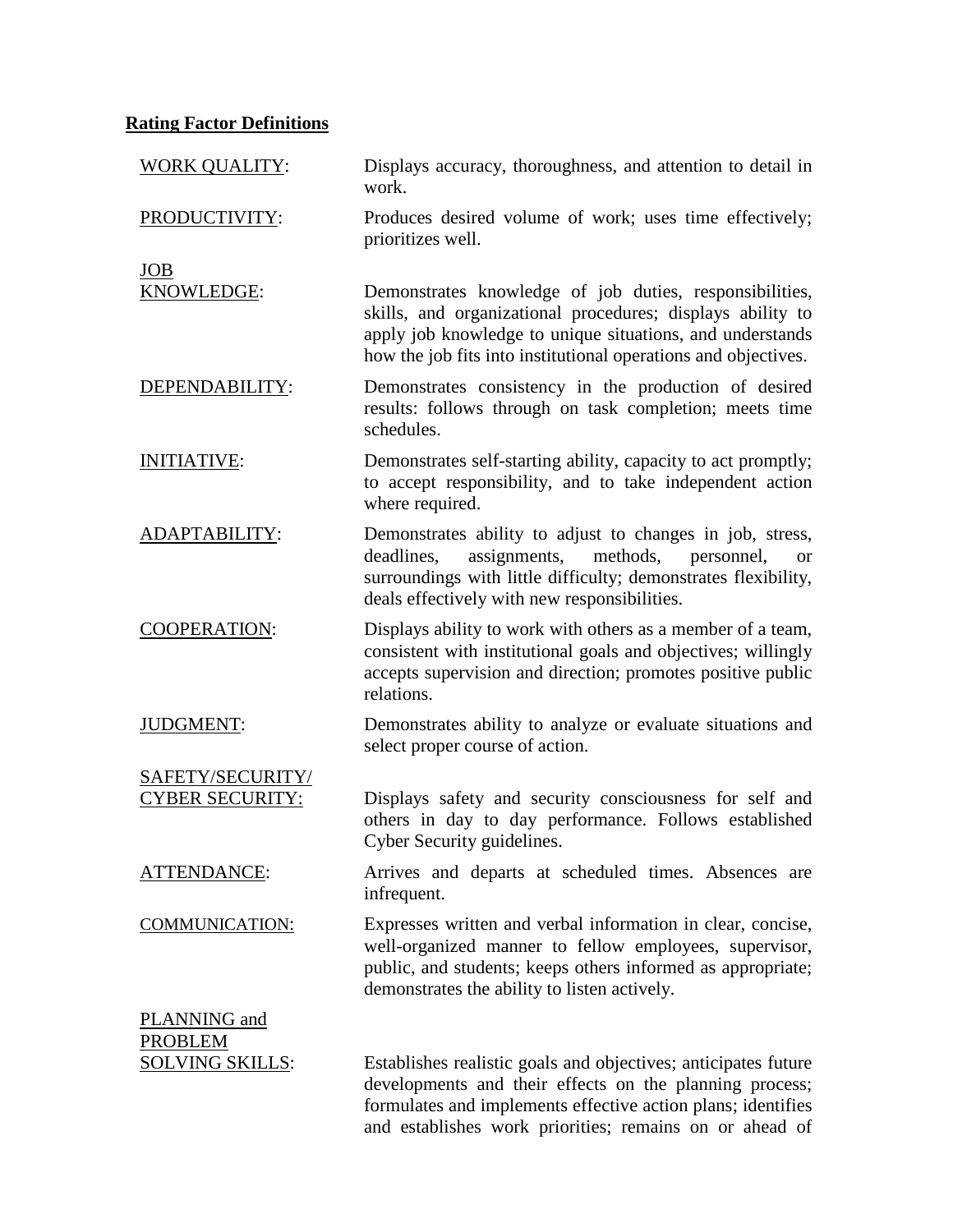**Rating Factor Definitions**

WORK QUALITY: Displays accuracy, thoroughness, and attention to detail in work.

PRODUCTIVITY: Produces desired volume of work; uses time effectively; prioritizes well.

JOB KNOWLEDGE: Demonstrates knowledge of job duties, responsibilities, skills, and organizational procedures; displays ability to apply job knowledge to unique situations, and understands how the job fits into institutional operations and objectives.

DEPENDABILITY: Demonstrates consistency in the production of desired results: follows through on task completion; meets time schedules.

INITIATIVE: Demonstrates self-starting ability, capacity to act promptly; to accept responsibility, and to take independent action where required.

ADAPTABILITY: Demonstrates ability to adjust to changes in job, stress, deadlines, assignments, methods, personnel, or surroundings with little difficulty; demonstrates flexibility, deals effectively with new responsibilities.

COOPERATION: Displays ability to work with others as a member of a team, consistent with institutional goals and objectives; willingly accepts supervision and direction; promotes positive public relations.

JUDGMENT: Demonstrates ability to analyze or evaluate situations and select proper course of action.

SAFETY/SECURITY/ CYBER SECURITY: Displays safety and security consciousness for self and others in day to day performance. Follows established Cyber Security guidelines.

ATTENDANCE: Arrives and departs at scheduled times. Absences are infrequent.

COMMUNICATION: Expresses written and verbal information in clear, concise, well-organized manner to fellow employees, supervisor, public, and students; keeps others informed as appropriate; demonstrates the ability to listen actively.

PLANNING and PROBLEM SOLVING SKILLS: Establishes realistic goals and objectives; anticipates future developments and their effects on the planning process; formulates and implements effective action plans; identifies and establishes work priorities; remains on or ahead of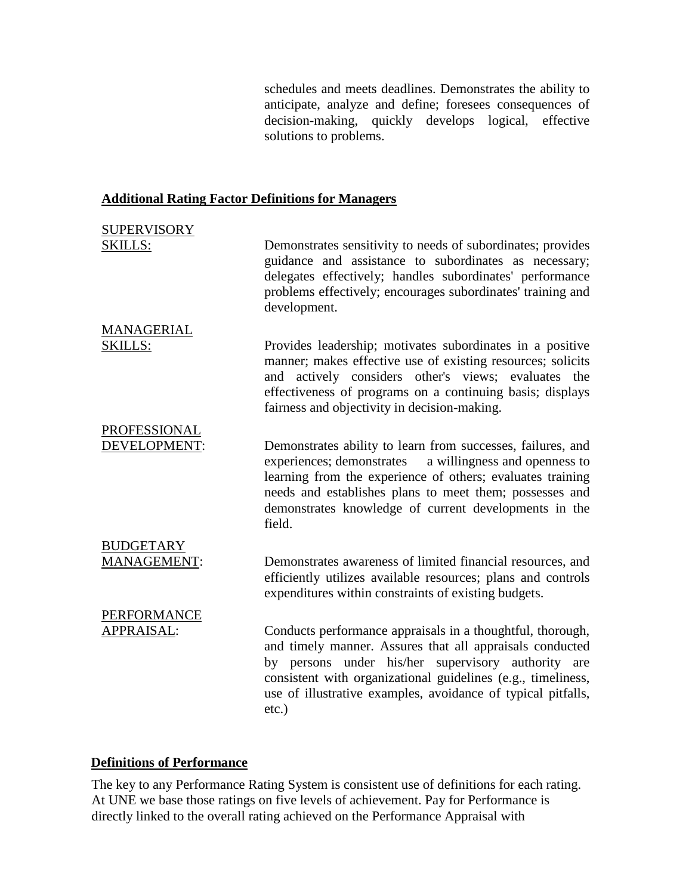schedules and meets deadlines. Demonstrates the ability to anticipate, analyze and define; foresees consequences of decision-making, quickly develops logical, effective solutions to problems.

**Additional Rating Factor Definitions for Managers**

SUPERVISORY SKILLS: Demonstrates sensitivity to needs of subordinates; provides guidance and assistance to subordinates as necessary; delegates effectively; handles subordinates' performance problems effectively; encourages subordinates' training and development.

MANAGERIAL SKILLS: Provides leadership; motivates subordinates in a positive manner; makes effective use of existing resources; solicits and actively considers other's views; evaluates the effectiveness of programs on a continuing basis; displays fairness and objectivity in decision-making.

PROFESSIONAL DEVELOPMENT: Demonstrates ability to learn from successes, failures, and experiences; demonstrates a willingness and openness to learning from the experience of others; evaluates training needs and establishes plans to meet them; possesses and demonstrates knowledge of current developments in the field.

BUDGETARY MANAGEMENT: Demonstrates awareness of limited financial resources, and efficiently utilizes available resources; plans and controls expenditures within constraints of existing budgets.

PERFORMANCE APPRAISAL: Conducts performance appraisals in a thoughtful, thorough, and timely manner. Assures that all appraisals conducted by persons under his/her supervisory authority are consistent with organizational guidelines (e.g., timeliness, use of illustrative examples, avoidance of typical pitfalls, etc.)

**Definitions of Performance**

The key to any Performance Rating System is consistent use of definitions for each rating. At UNE we base those ratings on five levels of achievement. Pay for Performance is directly linked to the overall rating achieved on the Performance Appraisal with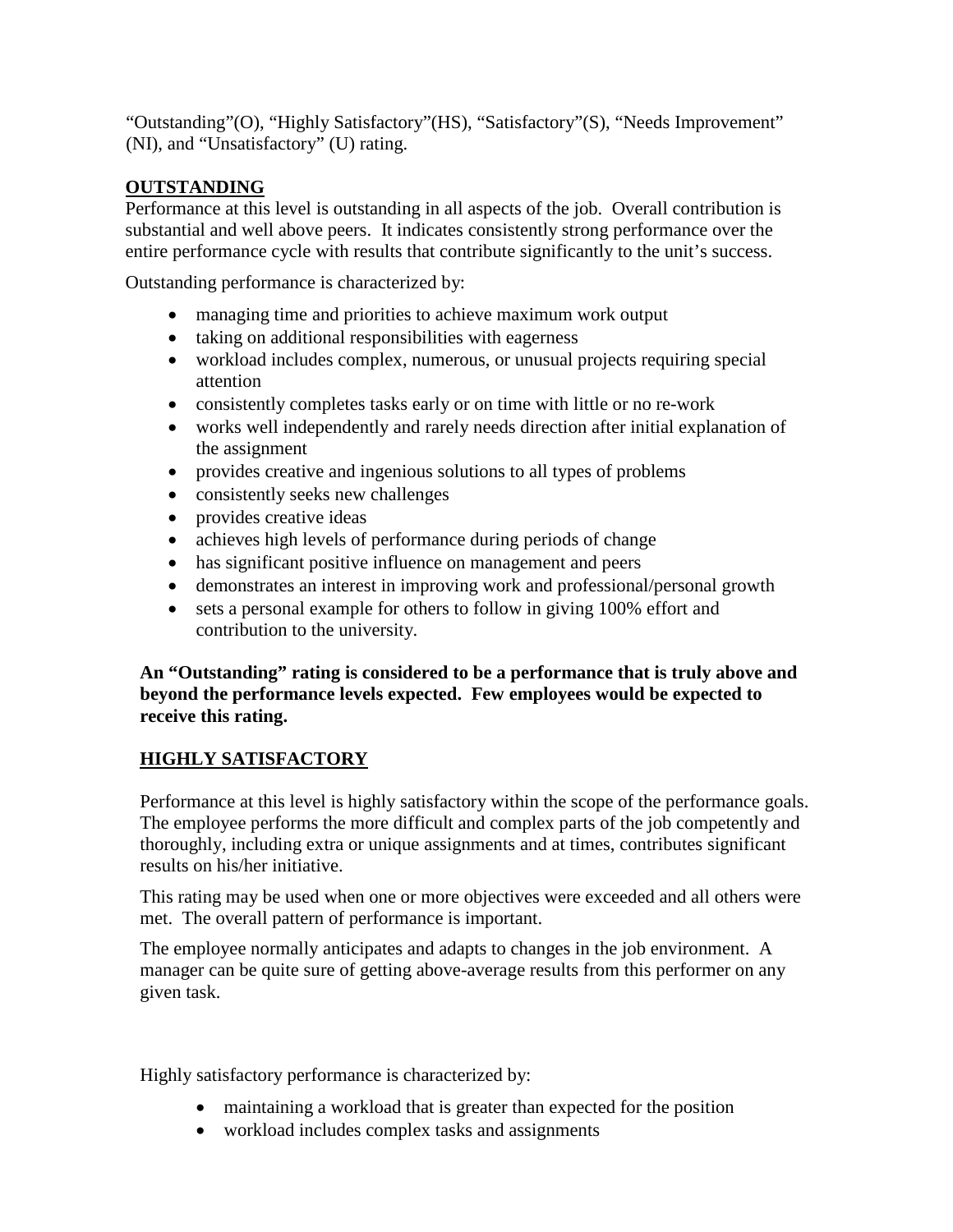"Outstanding"(O), "Highly Satisfactory"(HS), "Satisfactory"(S), "Needs Improvement" (NI), and "Unsatisfactory" (U) rating.

## OUTSTANDING

Performance at this level is outstanding in all aspects of the job. Overall contribution is substantial and well above peers. It indicates consistently strong performance over the entire performance cycle with results that contribute significantly to the unit's success.

Outstanding performance is characterized by:

- managing time and priorities to achieve maximum work output
- taking on additional responsibilities with eagerness
- workload includes complex, numerous, or unusual projects requiring special attention
- consistently completes tasks early or on time with little or no re-work
- works well independently and rarely needs direction after initial explanation of the assignment
- provides creative and ingenious solutions to all types of problems
- consistently seeks new challenges
- provides creative ideas
- achieves high levels of performance during periods of change
- has significant positive influence on management and peers
- demonstrates an interest in improving work and professional/personal growth
- sets a personal example for others to follow in giving 100% effort and contribution to the university.

**An "Outstanding" rating is considered to be a performance that is truly above and beyond the performance levels expected. Few employees would be expected to receive this rating.**

## HIGHLY SATISFACTORY

Performance at this level is highly satisfactory within the scope of the performance goals. The employee performs the more difficult and complex parts of the job competently and thoroughly, including extra or unique assignments and at times, contributes significant results on his/her initiative.

This rating may be used when one or more objectives were exceeded and all others were met. The overall pattern of performance is important.

The employee normally anticipates and adapts to changes in the job environment. A manager can be quite sure of getting above-average results from this performer on any given task.

Highly satisfactory performance is characterized by:

- maintaining a workload that is greater than expected for the position
- workload includes complex tasks and assignments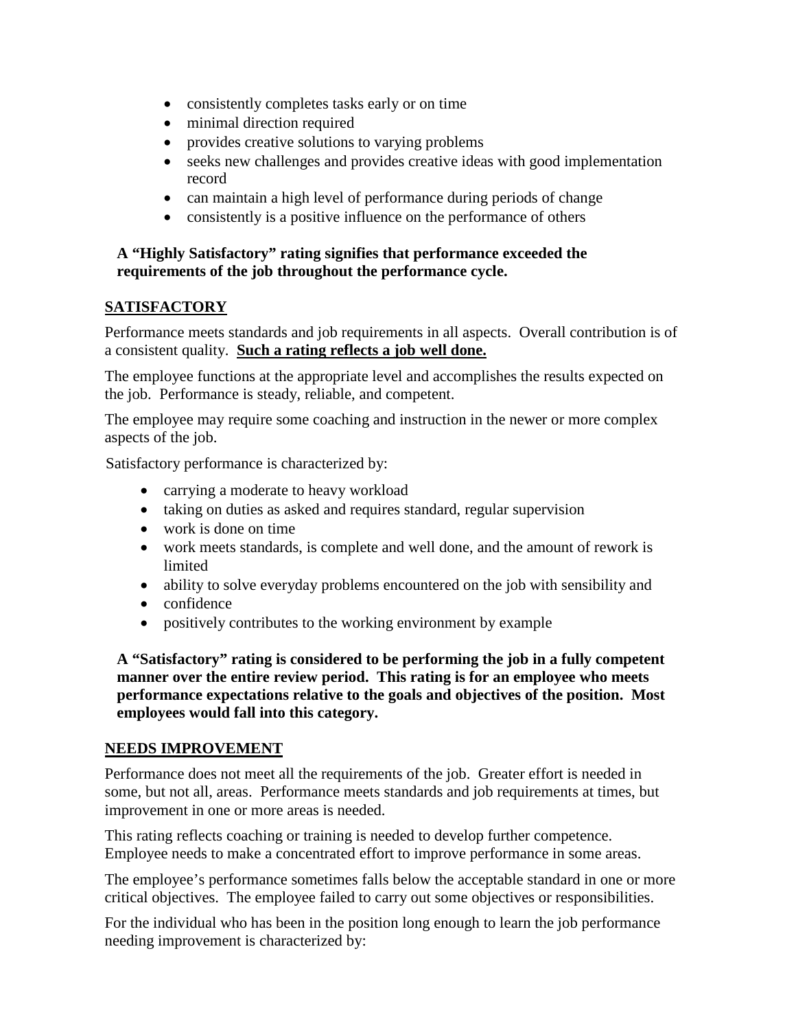- consistently completes tasks early or on time
- minimal direction required
- provides creative solutions to varying problems
- seeks new challenges and provides creative ideas with good implementation record
- can maintain a high level of performance during periods of change
- consistently is a positive influence on the performance of others

**A "Highly Satisfactory" rating signifies that performance exceeded the requirements of the job throughout the performance cycle.**

## SATISFACTORY

Performance meets standards and job requirements in all aspects. Overall contribution is of a consistent quality. **Such a rating reflects a job well done.**

The employee functions at the appropriate level and accomplishes the results expected on the job. Performance is steady, reliable, and competent.

The employee may require some coaching and instruction in the newer or more complex aspects of the job.

Satisfactory performance is characterized by:

- carrying a moderate to heavy workload
- taking on duties as asked and requires standard, regular supervision
- work is done on time
- work meets standards, is complete and well done, and the amount of rework is limited
- ability to solve everyday problems encountered on the job with sensibility and
- confidence
- positively contributes to the working environment by example

**A "Satisfactory" rating is considered to be performing the job in a fully competent manner over the entire review period. This rating is for an employee who meets performance expectations relative to the goals and objectives of the position. Most employees would fall into this category.**

## NEEDS IMPROVEMENT

Performance does not meet all the requirements of the job. Greater effort is needed in some, but not all, areas. Performance meets standards and job requirements at times, but improvement in one or more areas is needed.

This rating reflects coaching or training is needed to develop further competence. Employee needs to make a concentrated effort to improve performance in some areas.

The employee's performance sometimes falls below the acceptable standard in one or more critical objectives. The employee failed to carry out some objectives or responsibilities.

For the individual who has been in the position long enough to learn the job performance needing improvement is characterized by: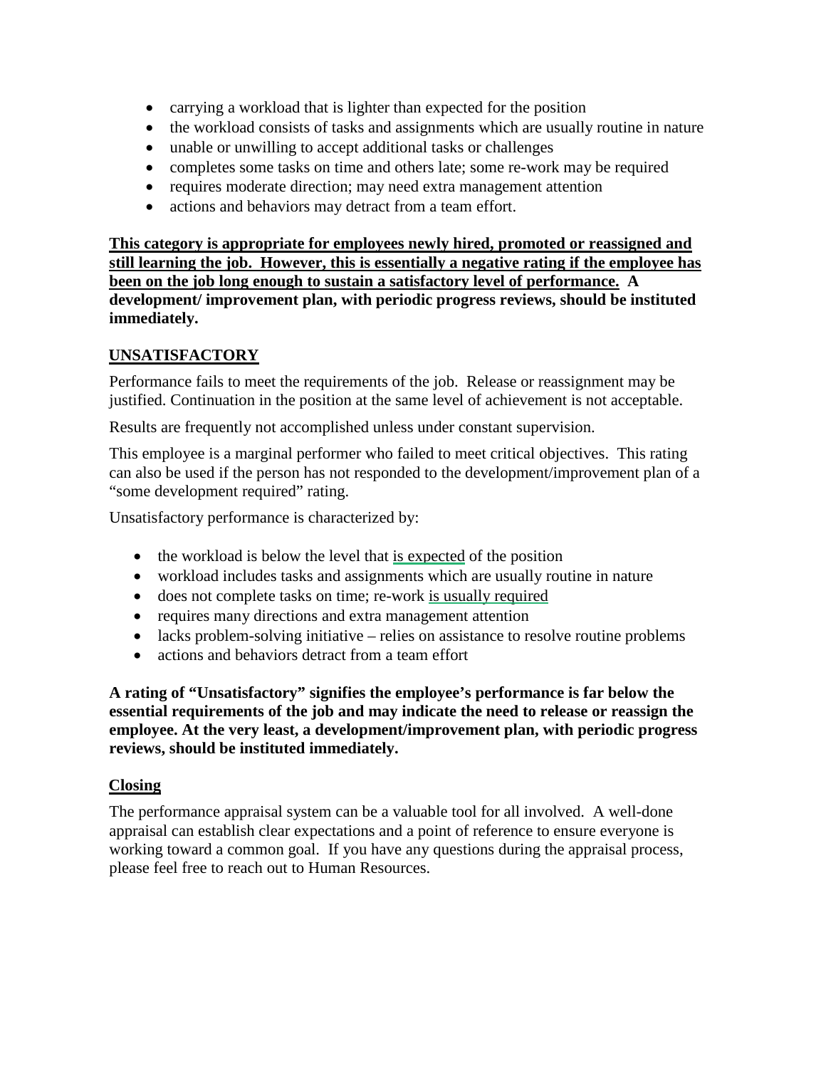- carrying a workload that is lighter than expected for the position
- the workload consists of tasks and assignments which are usually routine in nature
- unable or unwilling to accept additional tasks or challenges
- completes some tasks on time and others late; some re-work may be required
- requires moderate direction; may need extra management attention
- actions and behaviors may detract from a team effort.

**This category is appropriate for employees newly hired, promoted or reassigned and still learning the job. However, this is essentially a negative rating if the employee has been on the job long enough to sustain a satisfactory level of performance. A development/ improvement plan, with periodic progress reviews, should be instituted immediately.**

## UNSATISFACTORY

Performance fails to meet the requirements of the job. Release or reassignment may be justified. Continuation in the position at the same level of achievement is not acceptable.

Results are frequently not accomplished unless under constant supervision.

This employee is a marginal performer who failed to meet critical objectives. This rating can also be used if the person has not responded to the development/improvement plan of a "some development required" rating.

Unsatisfactory performance is characterized by:

- the workload is below the level that is expected of the position
- workload includes tasks and assignments which are usually routine in nature
- does not complete tasks on time; re-work is usually required
- requires many directions and extra management attention
- lacks problem-solving initiative – relies on assistance to resolve routine problems
- actions and behaviors detract from a team effort

**A rating of "Unsatisfactory" signifies the employee's performance is far below the essential requirements of the job and may indicate the need to release or reassign the employee. At the very least, a development/improvement plan, with periodic progress reviews, should be instituted immediately.**

## Closing

The performance appraisal system can be a valuable tool for all involved. A well-done appraisal can establish clear expectations and a point of reference to ensure everyone is working toward a common goal. If you have any questions during the appraisal process, please feel free to reach out to Human Resources.